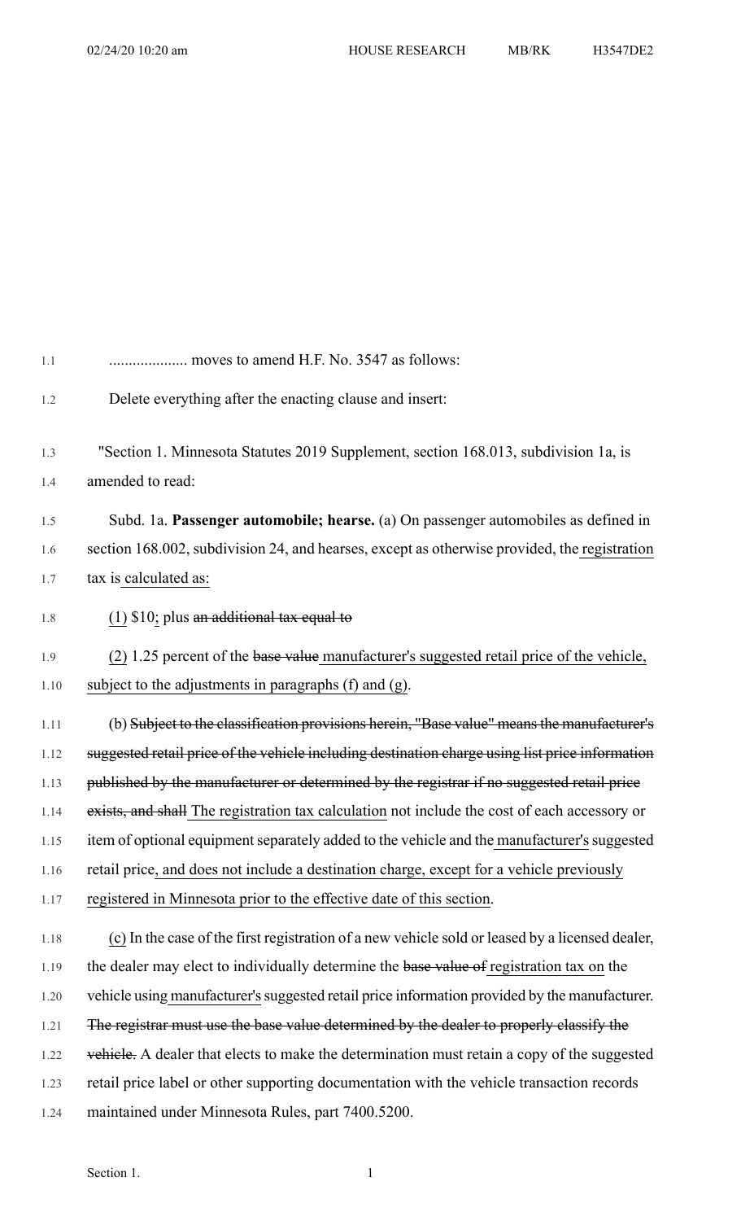.................... moves to amend H.F. No. 3547 as follows:

Delete everything after the enacting clause and insert:

"Section 1. Minnesota Statutes 2019 Supplement, section 168.013, subdivision 1a, is amended to read:

Subd. 1a. **Passenger automobile; hearse.** (a) On passenger automobiles as defined in section 168.002, subdivision 24, and hearses, except as otherwise provided, the registration tax is calculated as:

(1) $10; plus ~~an additional tax equal to~~

(2) 1.25 percent of the ~~base value~~ manufacturer's suggested retail price of the vehicle, subject to the adjustments in paragraphs (f) and (g).

(b) ~~Subject to the classification provisions herein, "Base value" means the manufacturer's suggested retail price of the vehicle including destination charge using list price information published by the manufacturer or determined by the registrar if no suggested retail price exists, and shall~~ The registration tax calculation not include the cost of each accessory or item of optional equipment separately added to the vehicle and the manufacturer's suggested retail price, and does not include a destination charge, except for a vehicle previously registered in Minnesota prior to the effective date of this section.

(c) In the case of the first registration of a new vehicle sold or leased by a licensed dealer, the dealer may elect to individually determine the ~~base value of~~ registration tax on the vehicle using manufacturer's suggested retail price information provided by the manufacturer. ~~The registrar must use the base value determined by the dealer to properly classify the vehicle.~~ A dealer that elects to make the determination must retain a copy of the suggested retail price label or other supporting documentation with the vehicle transaction records maintained under Minnesota Rules, part 7400.5200.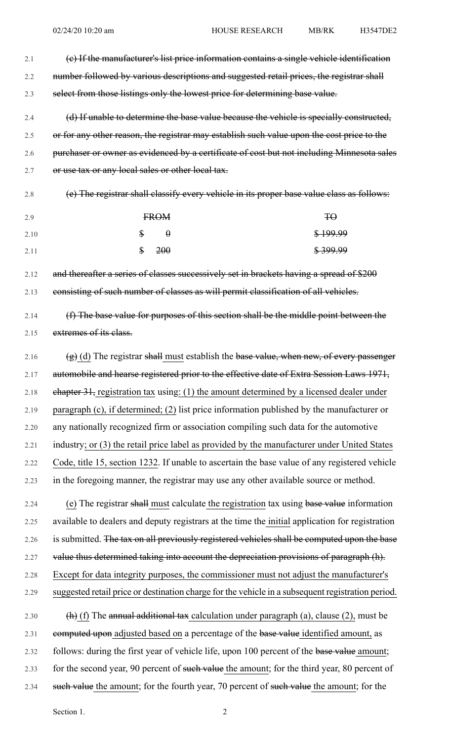~~(c) If the manufacturer's list price information contains a single vehicle identification number followed by various descriptions and suggested retail prices, the registrar shall select from those listings only the lowest price for determining base value.~~

~~(d) If unable to determine the base value because the vehicle is specially constructed, or for any other reason, the registrar may establish such value upon the cost price to the purchaser or owner as evidenced by a certificate of cost but not including Minnesota sales or use tax or any local sales or other local tax.~~

~~(e) The registrar shall classify every vehicle in its proper base value class as follows:~~

| ~~FROM~~ | ~~TO~~ |
|---|---|
| ~~$ 0~~ | ~~$ 199.99~~ |
| ~~$ 200~~ | ~~$ 399.99~~ |

~~and thereafter a series of classes successively set in brackets having a spread of $200 consisting of such number of classes as will permit classification of all vehicles.~~

~~(f) The base value for purposes of this section shall be the middle point between the extremes of its class.~~

~~(g)~~ (d) The registrar ~~shall~~ must establish the ~~base value, when new, of every passenger automobile and hearse registered prior to the effective date of Extra Session Laws 1971, chapter 31,~~ registration tax using: (1) the amount determined by a licensed dealer under paragraph (c), if determined; (2) list price information published by the manufacturer or any nationally recognized firm or association compiling such data for the automotive industry; or (3) the retail price label as provided by the manufacturer under United States Code, title 15, section 1232. If unable to ascertain the base value of any registered vehicle in the foregoing manner, the registrar may use any other available source or method.

(e) The registrar ~~shall~~ must calculate the registration tax using ~~base value~~ information available to dealers and deputy registrars at the time the initial application for registration is submitted. ~~The tax on all previously registered vehicles shall be computed upon the base value thus determined taking into account the depreciation provisions of paragraph (h).~~ Except for data integrity purposes, the commissioner must not adjust the manufacturer's suggested retail price or destination charge for the vehicle in a subsequent registration period.

~~(h)~~ (f) The ~~annual additional tax~~ calculation under paragraph (a), clause (2), must be ~~computed upon~~ adjusted based on a percentage of the ~~base value~~ identified amount, as follows: during the first year of vehicle life, upon 100 percent of the ~~base value~~ amount; for the second year, 90 percent of ~~such value~~ the amount; for the third year, 80 percent of ~~such value~~ the amount; for the fourth year, 70 percent of ~~such value~~ the amount; for the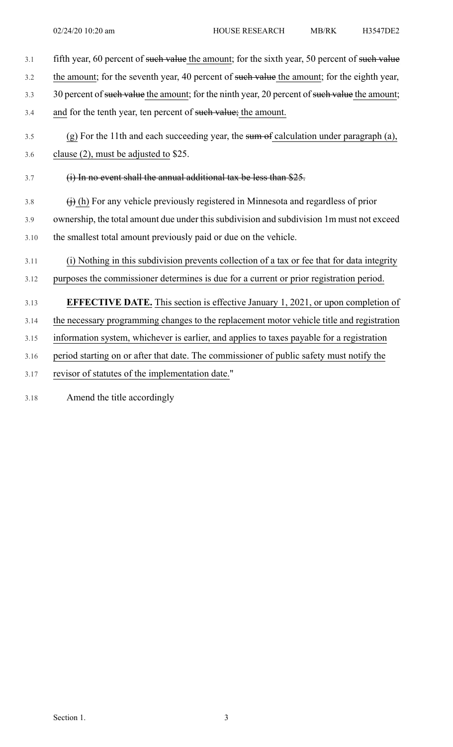fifth year, 60 percent of ~~such value~~ the amount; for the sixth year, 50 percent of ~~such value~~ the amount; for the seventh year, 40 percent of ~~such value~~ the amount; for the eighth year, 30 percent of ~~such value~~ the amount; for the ninth year, 20 percent of ~~such value~~ the amount; and for the tenth year, ten percent of ~~such value;~~ the amount.

(g) For the 11th and each succeeding year, the ~~sum of~~ calculation under paragraph (a), clause (2), must be adjusted to $25.

~~(i) In no event shall the annual additional tax be less than $25.~~

~~(j)~~ (h) For any vehicle previously registered in Minnesota and regardless of prior ownership, the total amount due under this subdivision and subdivision 1m must not exceed the smallest total amount previously paid or due on the vehicle.

(i) Nothing in this subdivision prevents collection of a tax or fee that for data integrity purposes the commissioner determines is due for a current or prior registration period.

**EFFECTIVE DATE.** This section is effective January 1, 2021, or upon completion of the necessary programming changes to the replacement motor vehicle title and registration information system, whichever is earlier, and applies to taxes payable for a registration period starting on or after that date. The commissioner of public safety must notify the revisor of statutes of the implementation date."

Amend the title accordingly